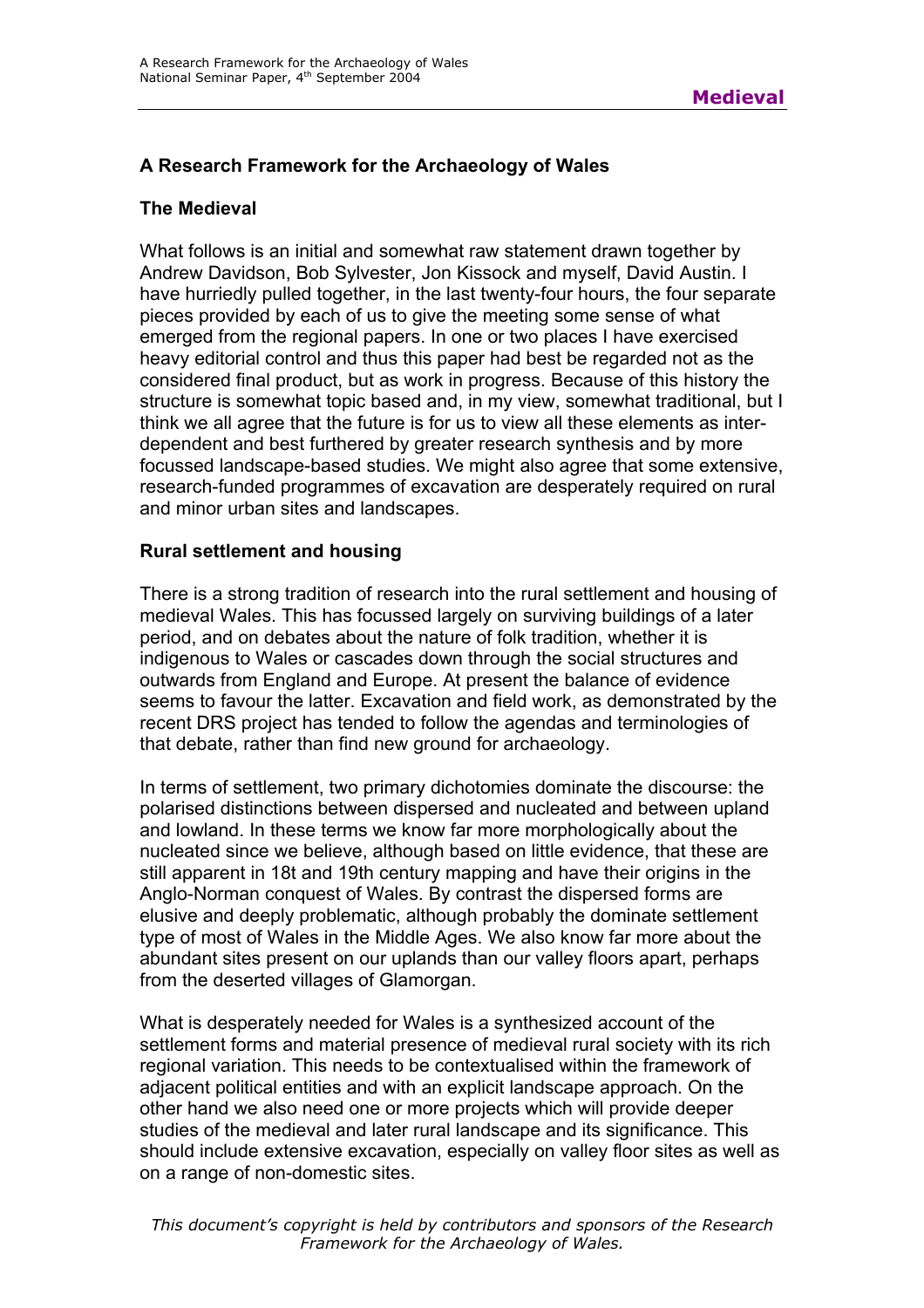## A Research Framework for the Archaeology of Wales

### The Medieval

What follows is an initial and somewhat raw statement drawn together by Andrew Davidson, Bob Sylvester, Jon Kissock and myself, David Austin. I have hurriedly pulled together, in the last twenty-four hours, the four separate pieces provided by each of us to give the meeting some sense of what emerged from the regional papers. In one or two places I have exercised heavy editorial control and thus this paper had best be regarded not as the considered final product, but as work in progress. Because of this history the structure is somewhat topic based and, in my view, somewhat traditional, but I think we all agree that the future is for us to view all these elements as inter-dependent and best furthered by greater research synthesis and by more focussed landscape-based studies. We might also agree that some extensive, research-funded programmes of excavation are desperately required on rural and minor urban sites and landscapes.

### Rural settlement and housing

There is a strong tradition of research into the rural settlement and housing of medieval Wales. This has focussed largely on surviving buildings of a later period, and on debates about the nature of folk tradition, whether it is indigenous to Wales or cascades down through the social structures and outwards from England and Europe. At present the balance of evidence seems to favour the latter. Excavation and field work, as demonstrated by the recent DRS project has tended to follow the agendas and terminologies of that debate, rather than find new ground for archaeology.

In terms of settlement, two primary dichotomies dominate the discourse: the polarised distinctions between dispersed and nucleated and between upland and lowland. In these terms we know far more morphologically about the nucleated since we believe, although based on little evidence, that these are still apparent in 18t and 19th century mapping and have their origins in the Anglo-Norman conquest of Wales. By contrast the dispersed forms are elusive and deeply problematic, although probably the dominate settlement type of most of Wales in the Middle Ages. We also know far more about the abundant sites present on our uplands than our valley floors apart, perhaps from the deserted villages of Glamorgan.

What is desperately needed for Wales is a synthesized account of the settlement forms and material presence of medieval rural society with its rich regional variation. This needs to be contextualised within the framework of adjacent political entities and with an explicit landscape approach. On the other hand we also need one or more projects which will provide deeper studies of the medieval and later rural landscape and its significance. This should include extensive excavation, especially on valley floor sites as well as on a range of non-domestic sites.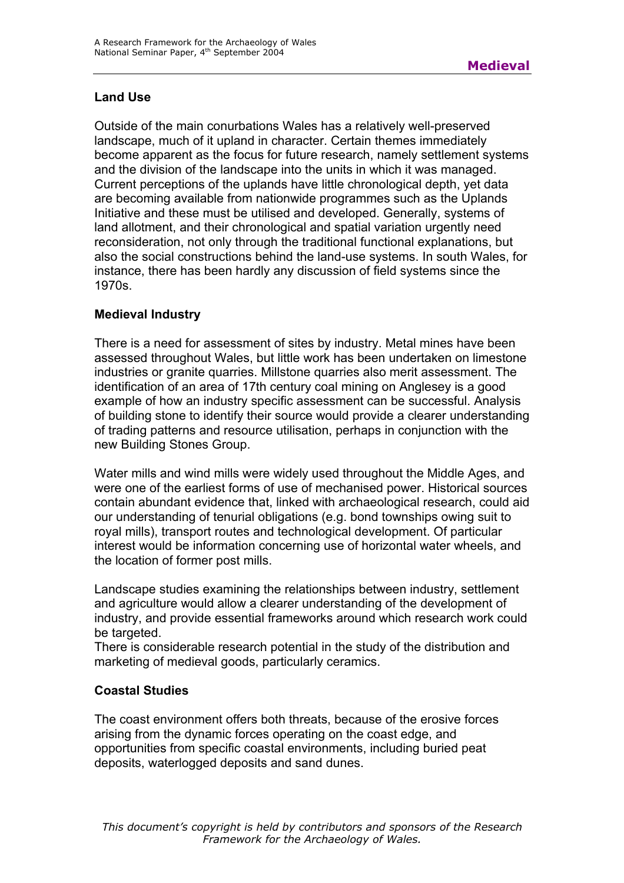## Land Use

Outside of the main conurbations Wales has a relatively well-preserved landscape, much of it upland in character. Certain themes immediately become apparent as the focus for future research, namely settlement systems and the division of the landscape into the units in which it was managed. Current perceptions of the uplands have little chronological depth, yet data are becoming available from nationwide programmes such as the Uplands Initiative and these must be utilised and developed. Generally, systems of land allotment, and their chronological and spatial variation urgently need reconsideration, not only through the traditional functional explanations, but also the social constructions behind the land-use systems. In south Wales, for instance, there has been hardly any discussion of field systems since the 1970s.

## Medieval Industry

There is a need for assessment of sites by industry. Metal mines have been assessed throughout Wales, but little work has been undertaken on limestone industries or granite quarries. Millstone quarries also merit assessment. The identification of an area of 17th century coal mining on Anglesey is a good example of how an industry specific assessment can be successful. Analysis of building stone to identify their source would provide a clearer understanding of trading patterns and resource utilisation, perhaps in conjunction with the new Building Stones Group.

Water mills and wind mills were widely used throughout the Middle Ages, and were one of the earliest forms of use of mechanised power. Historical sources contain abundant evidence that, linked with archaeological research, could aid our understanding of tenurial obligations (e.g. bond townships owing suit to royal mills), transport routes and technological development. Of particular interest would be information concerning use of horizontal water wheels, and the location of former post mills.

Landscape studies examining the relationships between industry, settlement and agriculture would allow a clearer understanding of the development of industry, and provide essential frameworks around which research work could be targeted.

There is considerable research potential in the study of the distribution and marketing of medieval goods, particularly ceramics.

## Coastal Studies

The coast environment offers both threats, because of the erosive forces arising from the dynamic forces operating on the coast edge, and opportunities from specific coastal environments, including buried peat deposits, waterlogged deposits and sand dunes.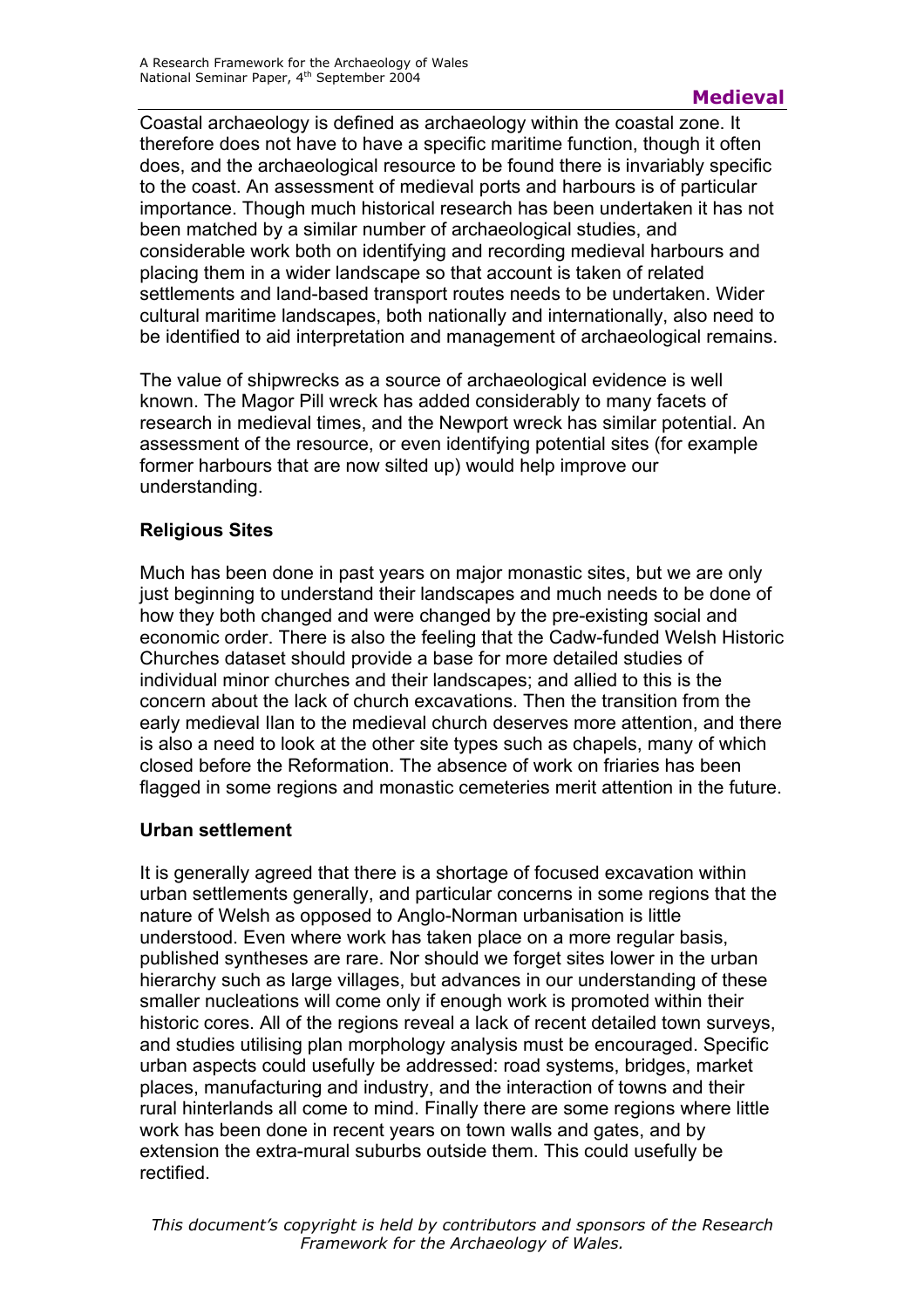Coastal archaeology is defined as archaeology within the coastal zone. It therefore does not have to have a specific maritime function, though it often does, and the archaeological resource to be found there is invariably specific to the coast. An assessment of medieval ports and harbours is of particular importance. Though much historical research has been undertaken it has not been matched by a similar number of archaeological studies, and considerable work both on identifying and recording medieval harbours and placing them in a wider landscape so that account is taken of related settlements and land-based transport routes needs to be undertaken. Wider cultural maritime landscapes, both nationally and internationally, also need to be identified to aid interpretation and management of archaeological remains.

The value of shipwrecks as a source of archaeological evidence is well known. The Magor Pill wreck has added considerably to many facets of research in medieval times, and the Newport wreck has similar potential. An assessment of the resource, or even identifying potential sites (for example former harbours that are now silted up) would help improve our understanding.

**Religious Sites**

Much has been done in past years on major monastic sites, but we are only just beginning to understand their landscapes and much needs to be done of how they both changed and were changed by the pre-existing social and economic order. There is also the feeling that the Cadw-funded Welsh Historic Churches dataset should provide a base for more detailed studies of individual minor churches and their landscapes; and allied to this is the concern about the lack of church excavations. Then the transition from the early medieval llan to the medieval church deserves more attention, and there is also a need to look at the other site types such as chapels, many of which closed before the Reformation. The absence of work on friaries has been flagged in some regions and monastic cemeteries merit attention in the future.

**Urban settlement**

It is generally agreed that there is a shortage of focused excavation within urban settlements generally, and particular concerns in some regions that the nature of Welsh as opposed to Anglo-Norman urbanisation is little understood. Even where work has taken place on a more regular basis, published syntheses are rare. Nor should we forget sites lower in the urban hierarchy such as large villages, but advances in our understanding of these smaller nucleations will come only if enough work is promoted within their historic cores. All of the regions reveal a lack of recent detailed town surveys, and studies utilising plan morphology analysis must be encouraged. Specific urban aspects could usefully be addressed: road systems, bridges, market places, manufacturing and industry, and the interaction of towns and their rural hinterlands all come to mind. Finally there are some regions where little work has been done in recent years on town walls and gates, and by extension the extra-mural suburbs outside them. This could usefully be rectified.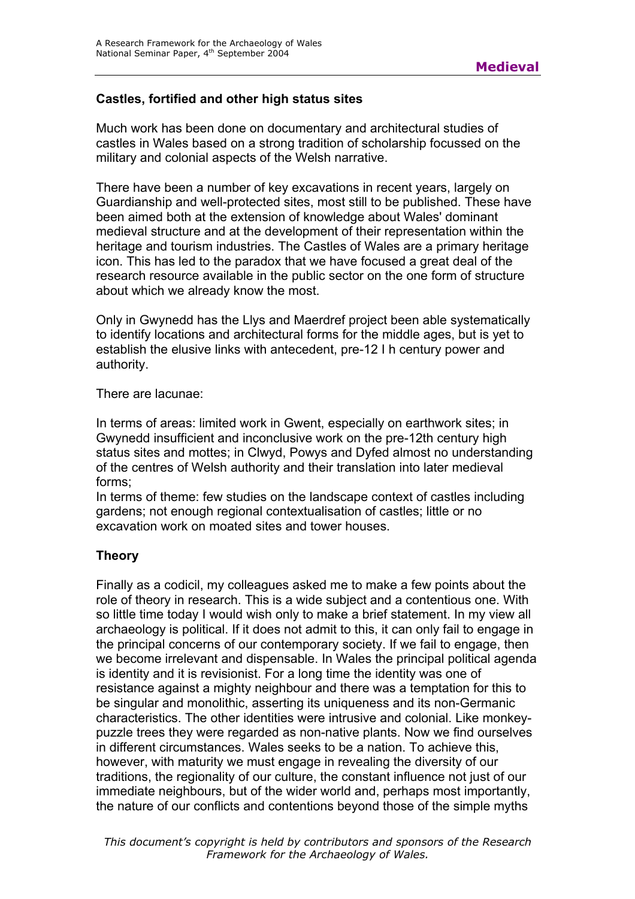### Castles, fortified and other high status sites

Much work has been done on documentary and architectural studies of castles in Wales based on a strong tradition of scholarship focussed on the military and colonial aspects of the Welsh narrative.

There have been a number of key excavations in recent years, largely on Guardianship and well-protected sites, most still to be published. These have been aimed both at the extension of knowledge about Wales' dominant medieval structure and at the development of their representation within the heritage and tourism industries. The Castles of Wales are a primary heritage icon. This has led to the paradox that we have focused a great deal of the research resource available in the public sector on the one form of structure about which we already know the most.

Only in Gwynedd has the Llys and Maerdref project been able systematically to identify locations and architectural forms for the middle ages, but is yet to establish the elusive links with antecedent, pre-12 I h century power and authority.

There are lacunae:

In terms of areas: limited work in Gwent, especially on earthwork sites; in Gwynedd insufficient and inconclusive work on the pre-12th century high status sites and mottes; in Clwyd, Powys and Dyfed almost no understanding of the centres of Welsh authority and their translation into later medieval forms;

In terms of theme: few studies on the landscape context of castles including gardens; not enough regional contextualisation of castles; little or no excavation work on moated sites and tower houses.

### Theory

Finally as a codicil, my colleagues asked me to make a few points about the role of theory in research. This is a wide subject and a contentious one. With so little time today I would wish only to make a brief statement. In my view all archaeology is political. If it does not admit to this, it can only fail to engage in the principal concerns of our contemporary society. If we fail to engage, then we become irrelevant and dispensable. In Wales the principal political agenda is identity and it is revisionist. For a long time the identity was one of resistance against a mighty neighbour and there was a temptation for this to be singular and monolithic, asserting its uniqueness and its non-Germanic characteristics. The other identities were intrusive and colonial. Like monkey-puzzle trees they were regarded as non-native plants. Now we find ourselves in different circumstances. Wales seeks to be a nation. To achieve this, however, with maturity we must engage in revealing the diversity of our traditions, the regionality of our culture, the constant influence not just of our immediate neighbours, but of the wider world and, perhaps most importantly, the nature of our conflicts and contentions beyond those of the simple myths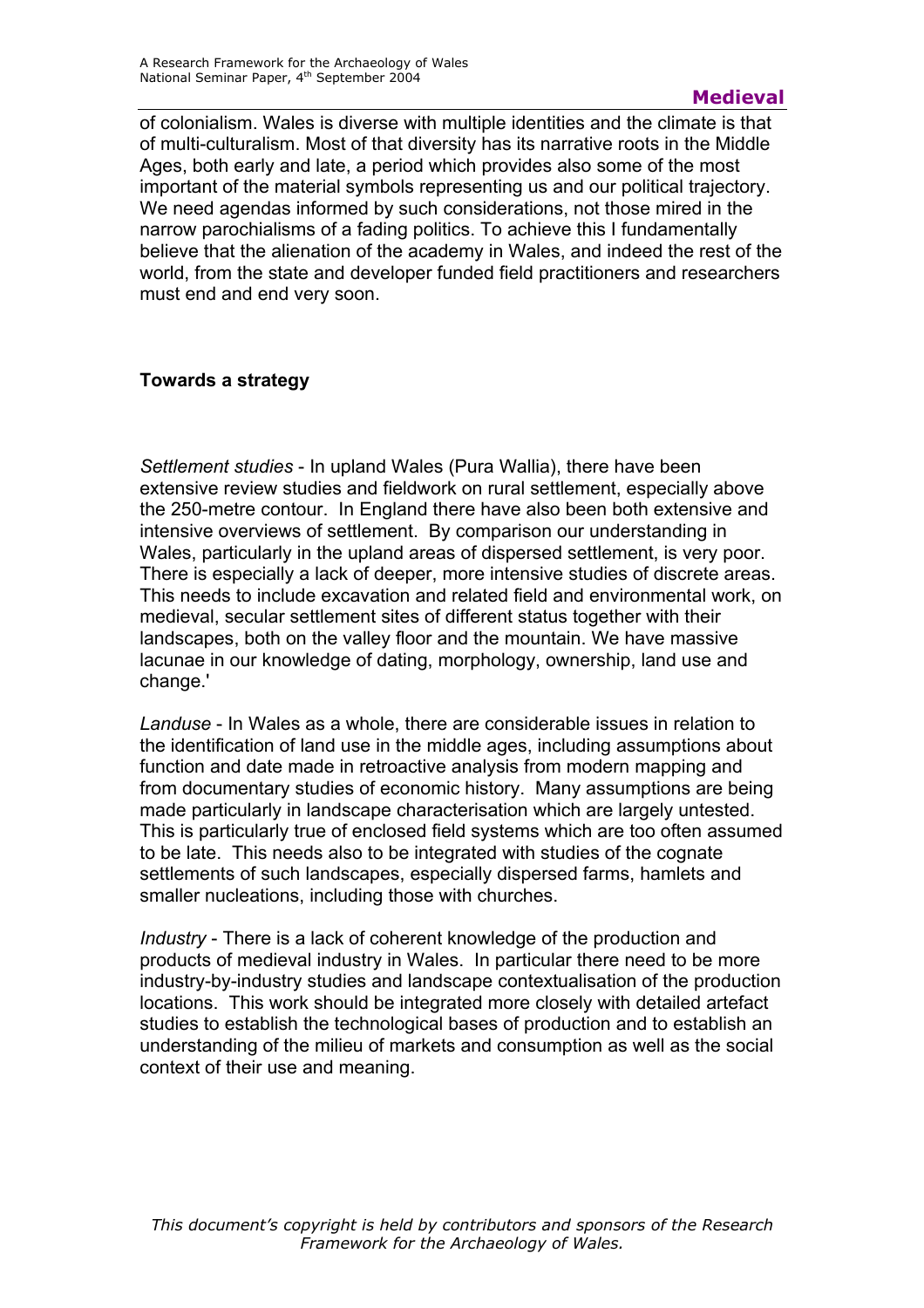of colonialism. Wales is diverse with multiple identities and the climate is that of multi-culturalism. Most of that diversity has its narrative roots in the Middle Ages, both early and late, a period which provides also some of the most important of the material symbols representing us and our political trajectory. We need agendas informed by such considerations, not those mired in the narrow parochialisms of a fading politics. To achieve this I fundamentally believe that the alienation of the academy in Wales, and indeed the rest of the world, from the state and developer funded field practitioners and researchers must end and end very soon.

## Towards a strategy

*Settlement studies* - In upland Wales (Pura Wallia), there have been extensive review studies and fieldwork on rural settlement, especially above the 250-metre contour. In England there have also been both extensive and intensive overviews of settlement. By comparison our understanding in Wales, particularly in the upland areas of dispersed settlement, is very poor. There is especially a lack of deeper, more intensive studies of discrete areas. This needs to include excavation and related field and environmental work, on medieval, secular settlement sites of different status together with their landscapes, both on the valley floor and the mountain. We have massive lacunae in our knowledge of dating, morphology, ownership, land use and change.'

*Landuse* - In Wales as a whole, there are considerable issues in relation to the identification of land use in the middle ages, including assumptions about function and date made in retroactive analysis from modern mapping and from documentary studies of economic history. Many assumptions are being made particularly in landscape characterisation which are largely untested. This is particularly true of enclosed field systems which are too often assumed to be late. This needs also to be integrated with studies of the cognate settlements of such landscapes, especially dispersed farms, hamlets and smaller nucleations, including those with churches.

*Industry* - There is a lack of coherent knowledge of the production and products of medieval industry in Wales. In particular there need to be more industry-by-industry studies and landscape contextualisation of the production locations. This work should be integrated more closely with detailed artefact studies to establish the technological bases of production and to establish an understanding of the milieu of markets and consumption as well as the social context of their use and meaning.